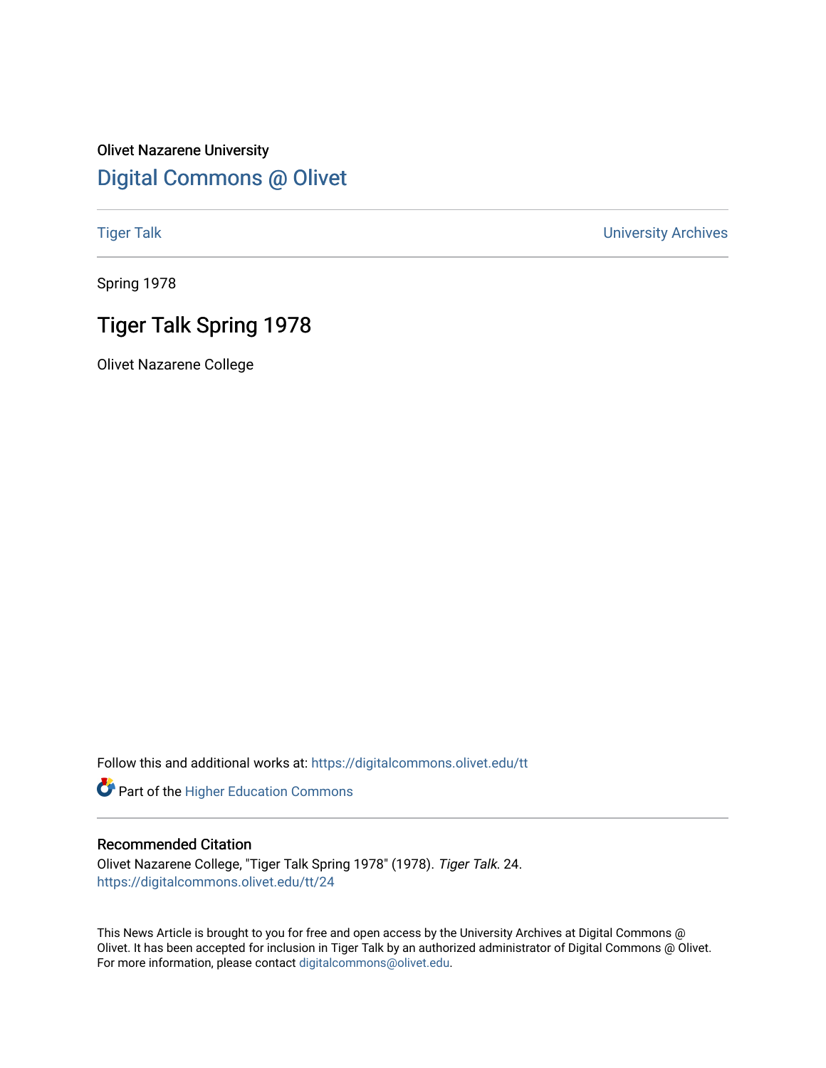Olivet Nazarene University

# Digital Commons @ Olivet

Tiger Talk | University Archives

Spring 1978

## Tiger Talk Spring 1978

Olivet Nazarene College

Follow this and additional works at: https://digitalcommons.olivet.edu/tt

Part of the Higher Education Commons

### Recommended Citation

Olivet Nazarene College, "Tiger Talk Spring 1978" (1978). *Tiger Talk*. 24.
https://digitalcommons.olivet.edu/tt/24

This News Article is brought to you for free and open access by the University Archives at Digital Commons @ Olivet. It has been accepted for inclusion in Tiger Talk by an authorized administrator of Digital Commons @ Olivet. For more information, please contact digitalcommons@olivet.edu.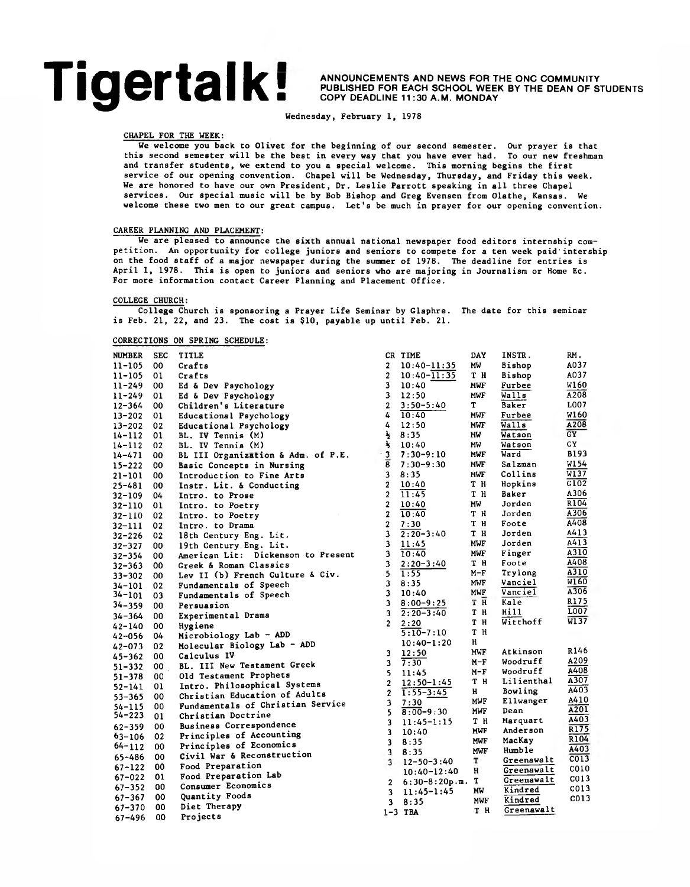# Tigertalk!

ANNOUNCEMENTS AND NEWS FOR THE ONC COMMUNITY
PUBLISHED FOR EACH SCHOOL WEEK BY THE DEAN OF STUDENTS
COPY DEADLINE 11:30 A.M. MONDAY

Wednesday, February 1, 1978

## CHAPEL FOR THE WEEK:

We welcome you back to Olivet for the beginning of our second semester. Our prayer is that this second semester will be the best in every way that you have ever had. To our new freshman and transfer students, we extend to you a special welcome. This morning begins the first service of our opening convention. Chapel will be Wednesday, Thursday, and Friday this week. We are honored to have our own President, Dr. Leslie Parrott speaking in all three Chapel services. Our special music will be by Bob Bishop and Greg Evensen from Olathe, Kansas. We welcome these two men to our great campus. Let's be much in prayer for our opening convention.

## CAREER PLANNING AND PLACEMENT:

We are pleased to announce the sixth annual national newspaper food editors internship competition. An opportunity for college juniors and seniors to compete for a ten week paid internship on the food staff of a major newspaper during the summer of 1978. The deadline for entries is April 1, 1978. This is open to juniors and seniors who are majoring in Journalism or Home Ec. For more information contact Career Planning and Placement Office.

## COLLEGE CHURCH:

College Church is sponsoring a Prayer Life Seminar by Glaphre. The date for this seminar is Feb. 21, 22, and 23. The cost is $10, payable up until Feb. 21.

## CORRECTIONS ON SPRING SCHEDULE:

| NUMBER | SEC | TITLE | CR | TIME | DAY | INSTR. | RM. |
|---|---|---|---|---|---|---|---|
| 11-105 | 00 | Crafts | 2 | 10:40-11:35 | MW | Bishop | A037 |
| 11-105 | 01 | Crafts | 2 | 10:40-11:35 | T H | Bishop | A037 |
| 11-249 | 00 | Ed & Dev Psychology | 3 | 10:40 | MWF | Furbee | W160 |
| 11-249 | 01 | Ed & Dev Psychology | 3 | 12:50 | MWF | Walls | A208 |
| 12-364 | 00 | Children's Literature | 2 | 3:50-5:40 | T | Baker | L007 |
| 13-202 | 01 | Educational Psychology | 4 | 10:40 | MWF | Furbee | W160 |
| 13-202 | 02 | Educational Psychology | 4 | 12:50 | MWF | Walls | A208 |
| 14-112 | 01 | BL. IV Tennis (M) | ½ | 8:35 | MW | Watson | GY |
| 14-112 | 02 | BL. IV Tennis (M) | ½ | 10:40 | MW | Watson | GY |
| 14-471 | 00 | BL III Organization & Adm. of P.E. | 3 | 7:30-9:10 | MWF | Ward | B193 |
| 15-222 | 00 | Basic Concepts in Nursing | 8 | 7:30-9:30 | MWF | Salzman | W154 |
| 21-101 | 00 | Introduction to Fine Arts | 3 | 8:35 | MWF | Collins | W137 |
| 25-481 | 00 | Instr. Lit. & Conducting | 2 | 10:40 | T H | Hopkins | G102 |
| 32-109 | 04 | Intro. to Prose | 2 | 11:45 | T H | Baker | A306 |
| 32-110 | 01 | Intro. to Poetry | 2 | 10:40 | MW | Jorden | R104 |
| 32-110 | 02 | Intro. to Poetry | 2 | 10:40 | T H | Jorden | A306 |
| 32-111 | 02 | Intro. to Drama | 2 | 7:30 | T H | Foote | A408 |
| 32-226 | 02 | 18th Century Eng. Lit. | 3 | 2:20-3:40 | T H | Jorden | A413 |
| 32-327 | 00 | 19th Century Eng. Lit. | 3 | 11:45 | MWF | Jorden | A413 |
| 32-354 | 00 | American Lit: Dickenson to Present | 3 | 10:40 | MWF | Finger | A310 |
| 32-363 | 00 | Greek & Roman Classics | 3 | 2:20-3:40 | T H | Foote | A408 |
| 33-302 | 00 | Lev II (b) French Culture & Civ. | 5 | 1:55 | M-F | Trylong | A310 |
| 34-101 | 02 | Fundamentals of Speech | 3 | 8:35 | MWF | Vanciel | W160 |
| 34-101 | 03 | Fundamentals of Speech | 3 | 10:40 | MWF | Vanciel | A306 |
| 34-359 | 00 | Persuasion | 3 | 8:00-9:25 | T H | Kale | R175 |
| 34-364 | 00 | Experimental Drama | 3 | 2:20-3:40 | T H | Hill | L007 |
| 42-140 | 00 | Hygiene | 2 | 2:20 | T H | Witthoff | W137 |
| 42-056 | 04 | Microbiology Lab - ADD | | 5:10-7:10 | T H | | |
| 42-073 | 02 | Molecular Biology Lab - ADD | | 10:40-1:20 | H | | |
| 45-362 | 00 | Calculus IV | 3 | 12:50 | MWF | Atkinson | R146 |
| 51-332 | 00 | BL. III New Testament Greek | 3 | 7:30 | M-F | Woodruff | A209 |
| 51-378 | 00 | Old Testament Prophets | 5 | 11:45 | M-F | Woodruff | A408 |
| 52-141 | 01 | Intro. Philosophical Systems | 2 | 12:50-1:45 | T H | Lilienthal | A307 |
| 53-365 | 00 | Christian Education of Adults | 2 | 1:55-3:45 | H | Bowling | A403 |
| 54-115 | 00 | Fundamentals of Christian Service | 3 | 7:30 | MWF | Ellwanger | A410 |
| 54-223 | 01 | Christian Doctrine | 5 | 8:00-9:30 | MWF | Dean | A201 |
| 62-359 | 00 | Business Correspondence | 3 | 11:45-1:15 | T H | Marquart | A403 |
| 63-106 | 02 | Principles of Accounting | 3 | 10:40 | MWF | Anderson | R175 |
| 64-112 | 00 | Principles of Economics | 3 | 8:35 | MWF | MacKay | R104 |
| 65-486 | 00 | Civil War & Reconstruction | 3 | 8:35 | MWF | Humble | A403 |
| 67-122 | 00 | Food Preparation | 3 | 12-50-3:40 | T | Greenawalt | C013 |
| 67-022 | 01 | Food Preparation Lab | | 10:40-12:40 | H | Greenawalt | C010 |
| 67-352 | 00 | Consumer Economics | 2 | 6:30-8:20p.m. | T | Greenawalt | C013 |
| 67-367 | 00 | Quantity Foods | 3 | 11:45-1:45 | MW | Kindred | C013 |
| 67-370 | 00 | Diet Therapy | 3 | 8:35 | MWF | Kindred | C013 |
| 67-496 | 00 | Projects | 1-3 | TBA | T H | Greenawalt | |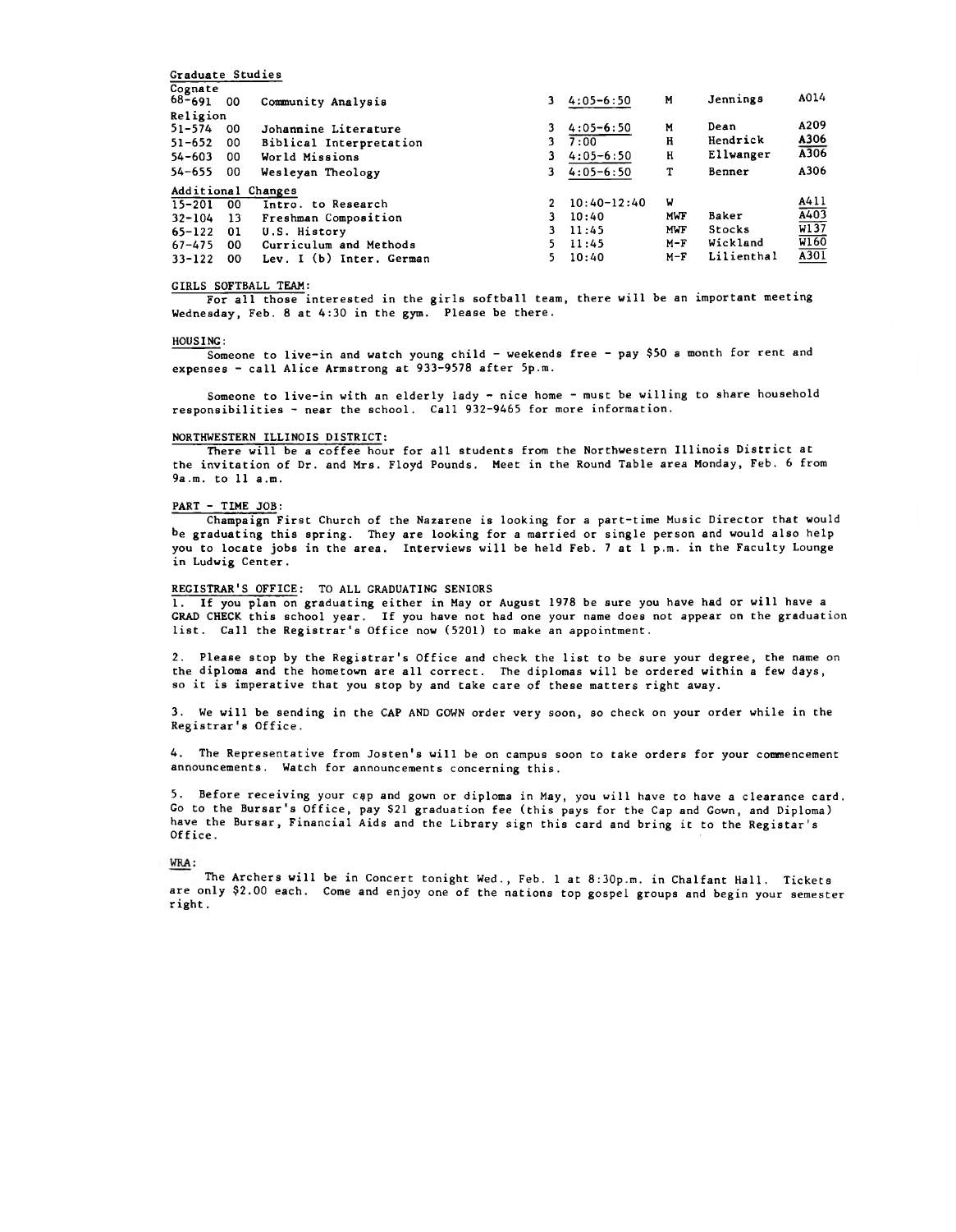Graduate Studies

| Course | Sec | Title | Cr | Time | Days | Instructor | Room |
|---|---|---|---|---|---|---|---|
| Cognate | | | | | | | |
| 68-691 | 00 | Community Analysis | 3 | 4:05-6:50 | M | Jennings | A014 |
| Religion | | | | | | | |
| 51-574 | 00 | Johannine Literature | 3 | 4:05-6:50 | M | Dean | A209 |
| 51-652 | 00 | Biblical Interpretation | 3 | 7:00 | H | Hendrick | A306 |
| 54-603 | 00 | World Missions | 3 | 4:05-6:50 | H | Ellwanger | A306 |
| 54-655 | 00 | Wesleyan Theology | 3 | 4:05-6:50 | T | Benner | A306 |
| Additional Changes | | | | | | | |
| 15-201 | 00 | Intro. to Research | 2 | 10:40-12:40 | W | | A411 |
| 32-104 | 13 | Freshman Composition | 3 | 10:40 | MWF | Baker | A403 |
| 65-122 | 01 | U.S. History | 3 | 11:45 | MWF | Stocks | W137 |
| 67-475 | 00 | Curriculum and Methods | 5 | 11:45 | M-F | Wickland | W160 |
| 33-122 | 00 | Lev. I (b) Inter. German | 5 | 10:40 | M-F | Lilienthal | A301 |

GIRLS SOFTBALL TEAM:

For all those interested in the girls softball team, there will be an important meeting Wednesday, Feb. 8 at 4:30 in the gym. Please be there.

HOUSING:

Someone to live-in and watch young child - weekends free - pay $50 a month for rent and expenses - call Alice Armstrong at 933-9578 after 5p.m.

Someone to live-in with an elderly lady - nice home - must be willing to share household responsibilities - near the school. Call 932-9465 for more information.

NORTHWESTERN ILLINOIS DISTRICT:

There will be a coffee hour for all students from the Northwestern Illinois District at the invitation of Dr. and Mrs. Floyd Pounds. Meet in the Round Table area Monday, Feb. 6 from 9a.m. to 11 a.m.

PART - TIME JOB:

Champaign First Church of the Nazarene is looking for a part-time Music Director that would be graduating this spring. They are looking for a married or single person and would also help you to locate jobs in the area. Interviews will be held Feb. 7 at 1 p.m. in the Faculty Lounge in Ludwig Center.

REGISTRAR'S OFFICE: TO ALL GRADUATING SENIORS

1. If you plan on graduating either in May or August 1978 be sure you have had or will have a GRAD CHECK this school year. If you have not had one your name does not appear on the graduation list. Call the Registrar's Office now (5201) to make an appointment.

2. Please stop by the Registrar's Office and check the list to be sure your degree, the name on the diploma and the hometown are all correct. The diplomas will be ordered within a few days, so it is imperative that you stop by and take care of these matters right away.

3. We will be sending in the CAP AND GOWN order very soon, so check on your order while in the Registrar's Office.

4. The Representative from Josten's will be on campus soon to take orders for your commencement announcements. Watch for announcements concerning this.

5. Before receiving your cap and gown or diploma in May, you will have to have a clearance card. Go to the Bursar's Office, pay $21 graduation fee (this pays for the Cap and Gown, and Diploma) have the Bursar, Financial Aids and the Library sign this card and bring it to the Registar's Office.

WRA:

The Archers will be in Concert tonight Wed., Feb. 1 at 8:30p.m. in Chalfant Hall. Tickets are only $2.00 each. Come and enjoy one of the nations top gospel groups and begin your semester right.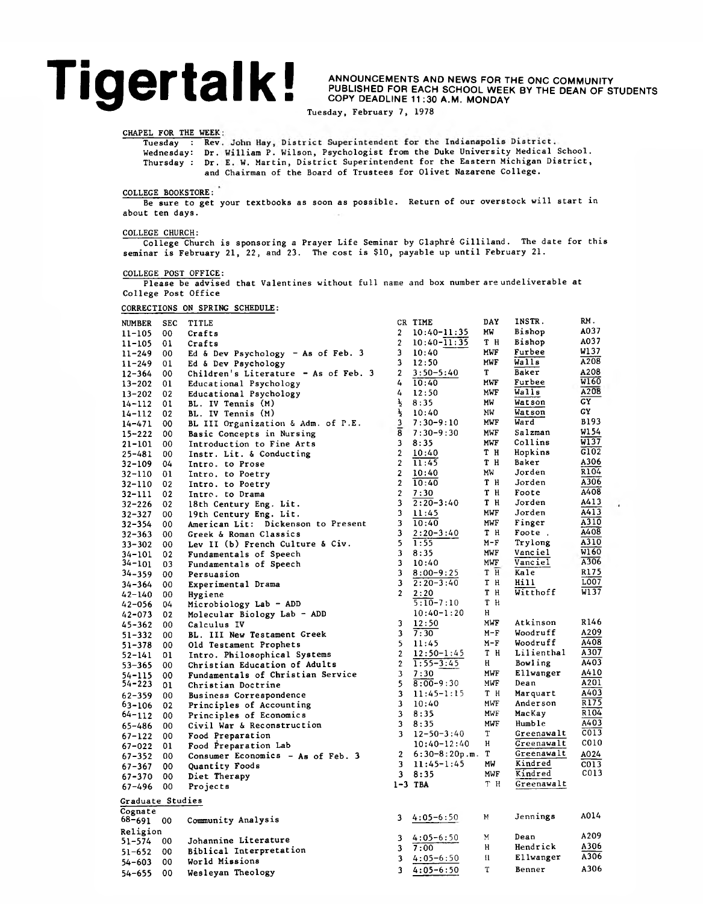# Tigertalk!

ANNOUNCEMENTS AND NEWS FOR THE ONC COMMUNITY
PUBLISHED FOR EACH SCHOOL WEEK BY THE DEAN OF STUDENTS
COPY DEADLINE 11:30 A.M. MONDAY

Tuesday, February 7, 1978

CHAPEL FOR THE WEEK:

Tuesday : Rev. John Hay, District Superintendent for the Indianapolis District.
Wednesday: Dr. William P. Wilson, Psychologist from the Duke University Medical School.
Thursday : Dr. E. W. Martin, District Superintendent for the Eastern Michigan District, and Chairman of the Board of Trustees for Olivet Nazarene College.

COLLEGE BOOKSTORE:

Be sure to get your textbooks as soon as possible. Return of our overstock will start in about ten days.

COLLEGE CHURCH:

College Church is sponsoring a Prayer Life Seminar by Glaphré Gilliland. The date for this seminar is February 21, 22, and 23. The cost is $10, payable up until February 21.

COLLEGE POST OFFICE:

Please be advised that Valentines without full name and box number are undeliverable at College Post Office

CORRECTIONS ON SPRING SCHEDULE:

| NUMBER | SEC | TITLE | CR | TIME | DAY | INSTR. | RM. |
|---|---|---|---|---|---|---|---|
| 11-105 | 00 | Crafts | 2 | 10:40-11:35 | MW | Bishop | A037 |
| 11-105 | 01 | Crafts | 2 | 10:40-11:35 | T H | Bishop | A037 |
| 11-249 | 00 | Ed & Dev Psychology - As of Feb. 3 | 3 | 10:40 | MWF | Furbee | W137 |
| 11-249 | 01 | Ed & Dev Psychology | 3 | 12:50 | MWF | Walls | A208 |
| 12-364 | 00 | Children's Literature - As of Feb. 3 | 2 | 3:50-5:40 | T | Baker | A208 |
| 13-202 | 01 | Educational Psychology | 4 | 10:40 | MWF | Furbee | W160 |
| 13-202 | 02 | Educational Psychology | 4 | 12:50 | MWF | Walls | A208 |
| 14-112 | 01 | BL. IV Tennis (M) | ½ | 8:35 | MW | Watson | GY |
| 14-112 | 02 | BL. IV Tennis (M) | ½ | 10:40 | MW | Watson | GY |
| 14-471 | 00 | BL III Organization & Adm. of P.E. | 3 | 7:30-9:10 | MWF | Ward | B193 |
| 15-222 | 00 | Basic Concepts in Nursing | 8 | 7:30-9:30 | MWF | Salzman | W154 |
| 21-101 | 00 | Introduction to Fine Arts | 3 | 8:35 | MWF | Collins | W137 |
| 25-481 | 00 | Instr. Lit. & Conducting | 2 | 10:40 | T H | Hopkins | G102 |
| 32-109 | 04 | Intro. to Prose | 2 | 11:45 | T H | Baker | A306 |
| 32-110 | 01 | Intro. to Poetry | 2 | 10:40 | MW | Jorden | R104 |
| 32-110 | 02 | Intro. to Poetry | 2 | 10:40 | T H | Jorden | A306 |
| 32-111 | 02 | Intro. to Drama | 2 | 7:30 | T H | Foote | A408 |
| 32-226 | 02 | 18th Century Eng. Lit. | 3 | 2:20-3:40 | T H | Jorden | A413 |
| 32-327 | 00 | 19th Century Eng. Lit. | 3 | 11:45 | MWF | Jorden | A413 |
| 32-354 | 00 | American Lit: Dickenson to Present | 3 | 10:40 | MWF | Finger | A310 |
| 32-363 | 00 | Greek & Roman Classics | 3 | 2:20-3:40 | T H | Foote | A408 |
| 33-302 | 00 | Lev II (b) French Culture & Civ. | 5 | 1:55 | M-F | Trylong | A310 |
| 34-101 | 02 | Fundamentals of Speech | 3 | 8:35 | MWF | Vanciel | W160 |
| 34-101 | 03 | Fundamentals of Speech | 3 | 10:40 | MWF | Vanciel | A306 |
| 34-359 | 00 | Persuasion | 3 | 8:00-9:25 | T H | Kale | R175 |
| 34-364 | 00 | Experimental Drama | 3 | 2:20-3:40 | T H | Hill | L007 |
| 42-140 | 00 | Hygiene | 2 | 2:20 | T H | Witthoff | W137 |
| 42-056 | 04 | Microbiology Lab - ADD | | 5:10-7:10 | T H | | |
| 42-073 | 02 | Molecular Biology Lab - ADD | | 10:40-1:20 | H | | |
| 45-362 | 00 | Calculus IV | 3 | 12:50 | MWF | Atkinson | R146 |
| 51-332 | 00 | BL. III New Testament Greek | 3 | 7:30 | M-F | Woodruff | A209 |
| 51-378 | 00 | Old Testament Prophets | 5 | 11:45 | M-F | Woodruff | A408 |
| 52-141 | 01 | Intro. Philosophical Systems | 2 | 12:50-1:45 | T H | Lilienthal | A307 |
| 53-365 | 00 | Christian Education of Adults | 2 | 1:55-3:45 | H | Bowling | A403 |
| 54-115 | 00 | Fundamentals of Christian Service | 3 | 7:30 | MWF | Ellwanger | A410 |
| 54-223 | 01 | Christian Doctrine | 5 | 8:00-9:30 | MWF | Dean | A201 |
| 62-359 | 00 | Business Correspondence | 3 | 11:45-1:15 | T H | Marquart | A403 |
| 63-106 | 02 | Principles of Accounting | 3 | 10:40 | MWF | Anderson | R175 |
| 64-112 | 00 | Principles of Economics | 3 | 8:35 | MWF | MacKay | R104 |
| 65-486 | 00 | Civil War & Reconstruction | 3 | 8:35 | MWF | Humble | A403 |
| 67-122 | 00 | Food Preparation | 3 | 12-50-3:40 | T | Greenawalt | C013 |
| 67-022 | 01 | Food Preparation Lab | | 10:40-12:40 | H | Greenawalt | C010 |
| 67-352 | 00 | Consumer Economics - As of Feb. 3 | 2 | 6:30-8:20p.m. | T | Greenawalt | A024 |
| 67-367 | 00 | Quantity Foods | 3 | 11:45-1:45 | MW | Kindred | C013 |
| 67-370 | 00 | Diet Therapy | 3 | 8:35 | MWF | Kindred | C013 |
| 67-496 | 00 | Projects | 1-3 | TBA | T H | Greenawalt | |
| **Graduate Studies** | | | | | | | |
| Cognate | | | | | | | |
| 68-691 | 00 | Community Analysis | 3 | 4:05-6:50 | M | Jennings | A014 |
| Religion | | | | | | | |
| 51-574 | 00 | Johannine Literature | 3 | 4:05-6:50 | M | Dean | A209 |
| 51-652 | 00 | Biblical Interpretation | 3 | 7:00 | H | Hendrick | A306 |
| 54-603 | 00 | World Missions | 3 | 4:05-6:50 | H | Ellwanger | A306 |
| 54-655 | 00 | Wesleyan Theology | 3 | 4:05-6:50 | T | Benner | A306 |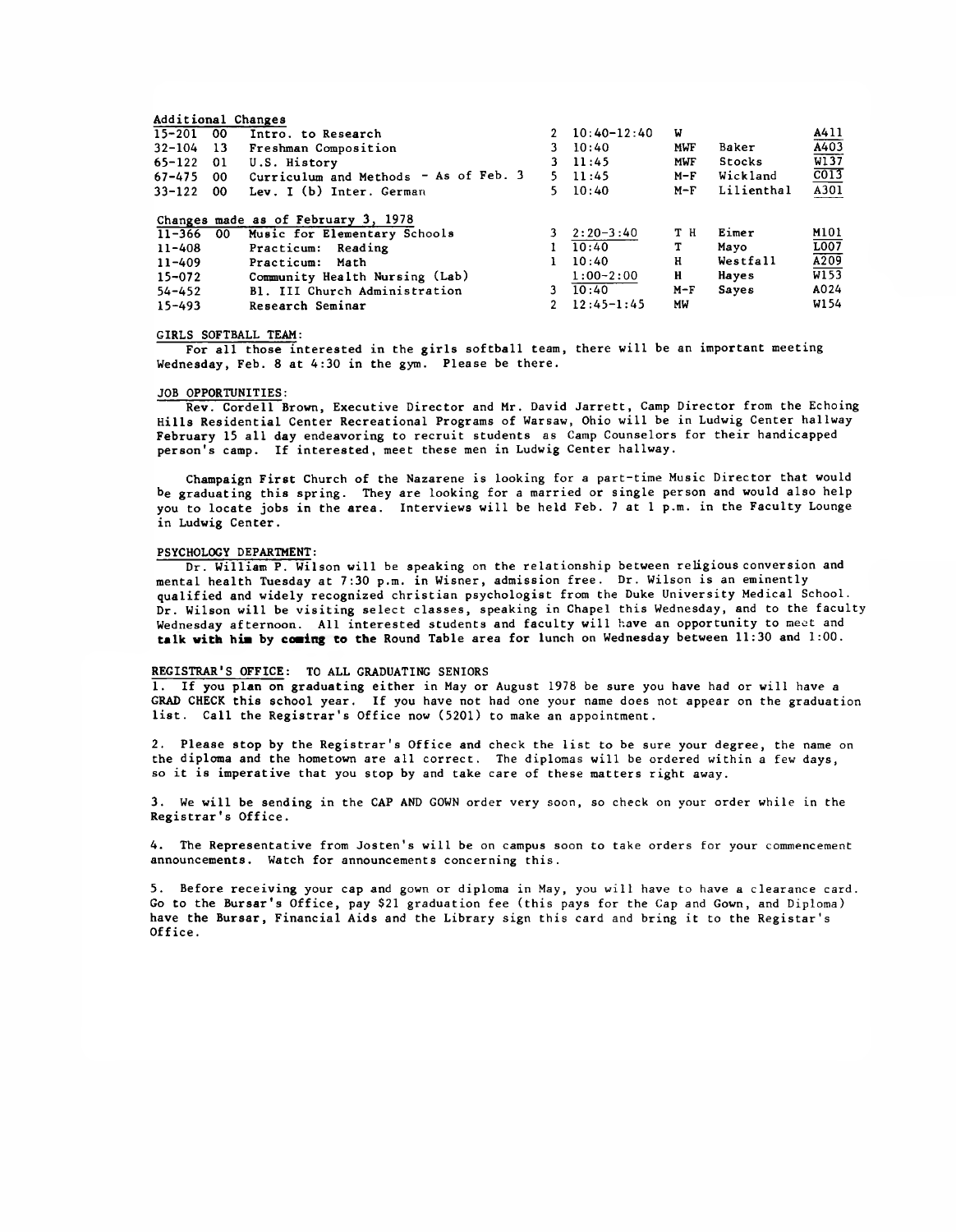Additional Changes

| | | | | | | | |
|---|---|---|---|---|---|---|---|
| 15-201 | 00 | Intro. to Research | 2 | 10:40-12:40 | W | | A411 |
| 32-104 | 13 | Freshman Composition | 3 | 10:40 | MWF | Baker | A403 |
| 65-122 | 01 | U.S. History | 3 | 11:45 | MWF | Stocks | W137 |
| 67-475 | 00 | Curriculum and Methods - As of Feb. 3 | 5 | 11:45 | M-F | Wickland | C013 |
| 33-122 | 00 | Lev. I (b) Inter. German | 5 | 10:40 | M-F | Lilienthal | A301 |

Changes made as of February 3, 1978

| | | | | | | | |
|---|---|---|---|---|---|---|---|
| 11-366 | 00 | Music for Elementary Schools | 3 | 2:20-3:40 | T H | Eimer | M101 |
| 11-408 | | Practicum: Reading | 1 | 10:40 | T | Mayo | L007 |
| 11-409 | | Practicum: Math | 1 | 10:40 | H | Westfall | A209 |
| 15-072 | | Community Health Nursing (Lab) | | 1:00-2:00 | H | Hayes | W153 |
| 54-452 | | Bl. III Church Administration | 3 | 10:40 | M-F | Sayes | A024 |
| 15-493 | | Research Seminar | 2 | 12:45-1:45 | MW | | W154 |

GIRLS SOFTBALL TEAM:

For all those interested in the girls softball team, there will be an important meeting Wednesday, Feb. 8 at 4:30 in the gym. Please be there.

JOB OPPORTUNITIES:

Rev. Cordell Brown, Executive Director and Mr. David Jarrett, Camp Director from the Echoing Hills Residential Center Recreational Programs of Warsaw, Ohio will be in Ludwig Center hallway February 15 all day endeavoring to recruit students as Camp Counselors for their handicapped person's camp. If interested, meet these men in Ludwig Center hallway.

Champaign First Church of the Nazarene is looking for a part-time Music Director that would be graduating this spring. They are looking for a married or single person and would also help you to locate jobs in the area. Interviews will be held Feb. 7 at 1 p.m. in the Faculty Lounge in Ludwig Center.

PSYCHOLOGY DEPARTMENT:

Dr. William P. Wilson will be speaking on the relationship between religious conversion and mental health Tuesday at 7:30 p.m. in Wisner, admission free. Dr. Wilson is an eminently qualified and widely recognized christian psychologist from the Duke University Medical School. Dr. Wilson will be visiting select classes, speaking in Chapel this Wednesday, and to the faculty Wednesday afternoon. All interested students and faculty will have an opportunity to meet and **talk with him by coming to the** Round Table area for lunch on Wednesday between 11:30 and 1:00.

REGISTRAR'S OFFICE: TO ALL GRADUATING SENIORS

1. If you plan on graduating either in May or August 1978 be sure you have had or will have a GRAD CHECK this school year. If you have not had one your name does not appear on the graduation list. Call the Registrar's Office now (5201) to make an appointment.

2. Please stop by the Registrar's Office and check the list to be sure your degree, the name on the diploma and the hometown are all correct. The diplomas will be ordered within a few days, so it is imperative that you stop by and take care of these matters right away.

3. We will be sending in the CAP AND GOWN order very soon, so check on your order while in the Registrar's Office.

4. The Representative from Josten's will be on campus soon to take orders for your commencement announcements. Watch for announcements concerning this.

5. Before receiving your cap and gown or diploma in May, you will have to have a clearance card. Go to the Bursar's Office, pay $21 graduation fee (this pays for the Cap and Gown, and Diploma) have the Bursar, Financial Aids and the Library sign this card and bring it to the Registar's Office.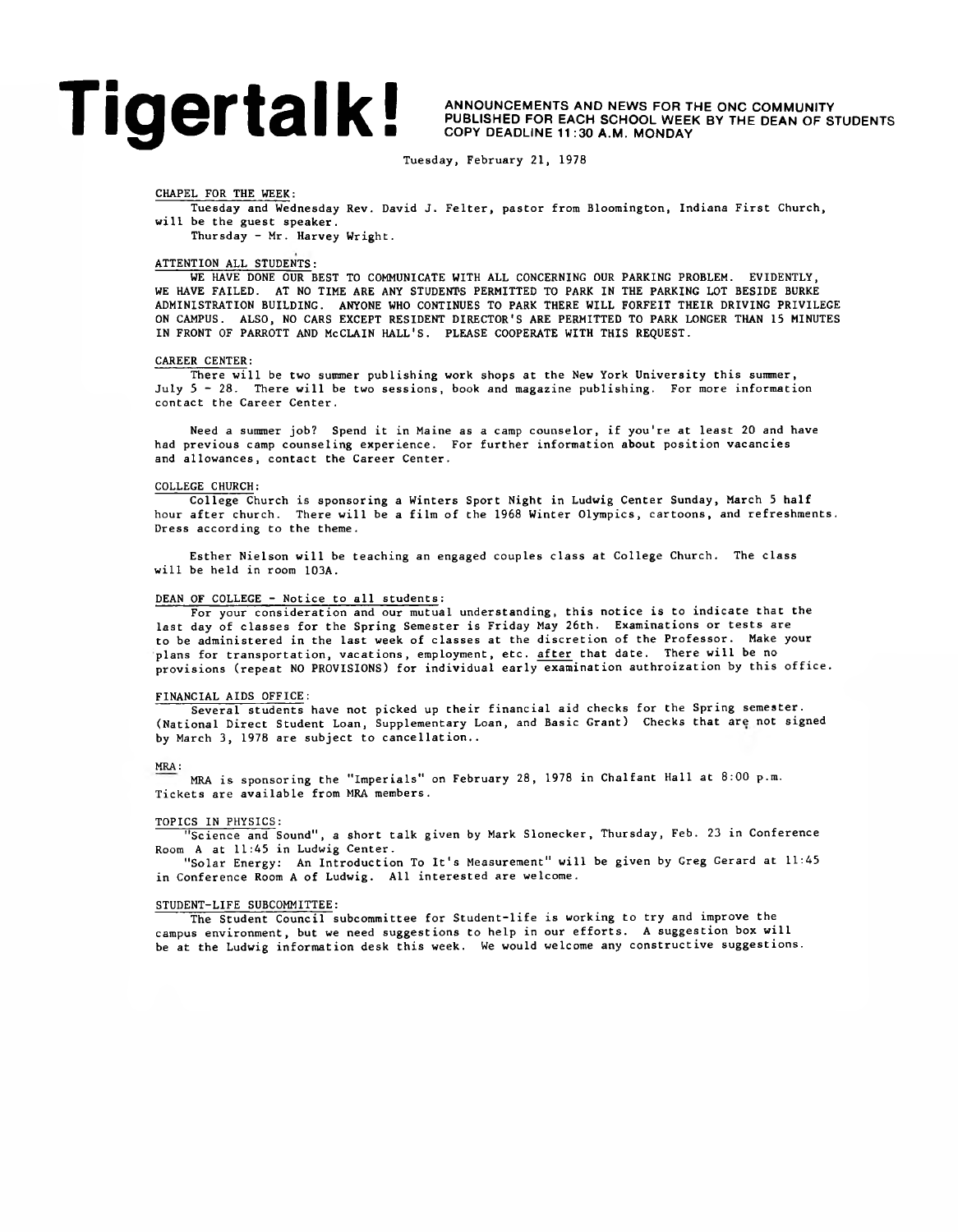# Tigertalk!

ANNOUNCEMENTS AND NEWS FOR THE ONC COMMUNITY
PUBLISHED FOR EACH SCHOOL WEEK BY THE DEAN OF STUDENTS
COPY DEADLINE 11:30 A.M. MONDAY

Tuesday, February 21, 1978

CHAPEL FOR THE WEEK:

Tuesday and Wednesday Rev. David J. Felter, pastor from Bloomington, Indiana First Church, will be the guest speaker.

Thursday - Mr. Harvey Wright.

ATTENTION ALL STUDENTS:

WE HAVE DONE OUR BEST TO COMMUNICATE WITH ALL CONCERNING OUR PARKING PROBLEM. EVIDENTLY, WE HAVE FAILED. AT NO TIME ARE ANY STUDENTS PERMITTED TO PARK IN THE PARKING LOT BESIDE BURKE ADMINISTRATION BUILDING. ANYONE WHO CONTINUES TO PARK THERE WILL FORFEIT THEIR DRIVING PRIVILEGE ON CAMPUS. ALSO, NO CARS EXCEPT RESIDENT DIRECTOR'S ARE PERMITTED TO PARK LONGER THAN 15 MINUTES IN FRONT OF PARROTT AND McCLAIN HALL'S. PLEASE COOPERATE WITH THIS REQUEST.

CAREER CENTER:

There will be two summer publishing work shops at the New York University this summer, July 5 - 28. There will be two sessions, book and magazine publishing. For more information contact the Career Center.

Need a summer job? Spend it in Maine as a camp counselor, if you're at least 20 and have had previous camp counseling experience. For further information about position vacancies and allowances, contact the Career Center.

COLLEGE CHURCH:

College Church is sponsoring a Winters Sport Night in Ludwig Center Sunday, March 5 half hour after church. There will be a film of the 1968 Winter Olympics, cartoons, and refreshments. Dress according to the theme.

Esther Nielson will be teaching an engaged couples class at College Church. The class will be held in room 103A.

DEAN OF COLLEGE - Notice to all students:

For your consideration and our mutual understanding, this notice is to indicate that the last day of classes for the Spring Semester is Friday May 26th. Examinations or tests are to be administered in the last week of classes at the discretion of the Professor. Make your plans for transportation, vacations, employment, etc. after that date. There will be no provisions (repeat NO PROVISIONS) for individual early examination authroization by this office.

FINANCIAL AIDS OFFICE:

Several students have not picked up their financial aid checks for the Spring semester. (National Direct Student Loan, Supplementary Loan, and Basic Grant) Checks that are not signed by March 3, 1978 are subject to cancellation..

MRA:

MRA is sponsoring the "Imperials" on February 28, 1978 in Chalfant Hall at 8:00 p.m. Tickets are available from MRA members.

TOPICS IN PHYSICS:

"Science and Sound", a short talk given by Mark Slonecker, Thursday, Feb. 23 in Conference Room A at 11:45 in Ludwig Center.

"Solar Energy: An Introduction To It's Measurement" will be given by Greg Gerard at 11:45 in Conference Room A of Ludwig. All interested are welcome.

STUDENT-LIFE SUBCOMMITTEE:

The Student Council subcommittee for Student-life is working to try and improve the campus environment, but we need suggestions to help in our efforts. A suggestion box will be at the Ludwig information desk this week. We would welcome any constructive suggestions.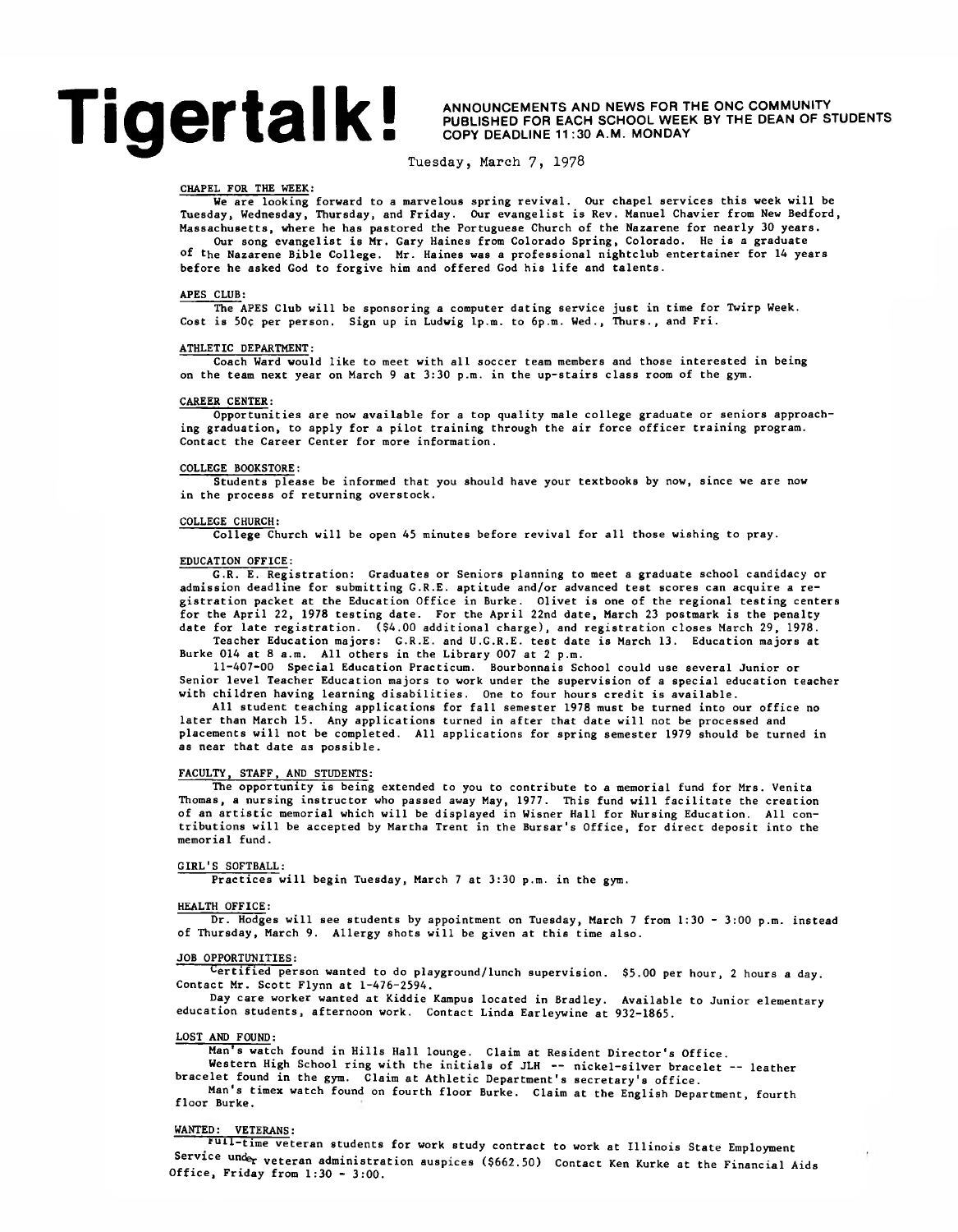# Tigertalk!

ANNOUNCEMENTS AND NEWS FOR THE ONC COMMUNITY
PUBLISHED FOR EACH SCHOOL WEEK BY THE DEAN OF STUDENTS
COPY DEADLINE 11:30 A.M. MONDAY

Tuesday, March 7, 1978

CHAPEL FOR THE WEEK:

We are looking forward to a marvelous spring revival. Our chapel services this week will be Tuesday, Wednesday, Thursday, and Friday. Our evangelist is Rev. Manuel Chavier from New Bedford, Massachusetts, where he has pastored the Portuguese Church of the Nazarene for nearly 30 years.

Our song evangelist is Mr. Gary Haines from Colorado Spring, Colorado. He is a graduate of the Nazarene Bible College. Mr. Haines was a professional nightclub entertainer for 14 years before he asked God to forgive him and offered God his life and talents.

APES CLUB:

The APES Club will be sponsoring a computer dating service just in time for Twirp Week. Cost is 50¢ per person. Sign up in Ludwig 1p.m. to 6p.m. Wed., Thurs., and Fri.

ATHLETIC DEPARTMENT:

Coach Ward would like to meet with all soccer team members and those interested in being on the team next year on March 9 at 3:30 p.m. in the up-stairs class room of the gym.

CAREER CENTER:

Opportunities are now available for a top quality male college graduate or seniors approaching graduation, to apply for a pilot training through the air force officer training program. Contact the Career Center for more information.

COLLEGE BOOKSTORE:

Students please be informed that you should have your textbooks by now, since we are now in the process of returning overstock.

COLLEGE CHURCH:

College Church will be open 45 minutes before revival for all those wishing to pray.

EDUCATION OFFICE:

G.R.E. Registration: Graduates or Seniors planning to meet a graduate school candidacy or admission deadline for submitting G.R.E. aptitude and/or advanced test scores can acquire a registration packet at the Education Office in Burke. Olivet is one of the regional testing centers for the April 22, 1978 testing date. For the April 22nd date, March 23 postmark is the penalty date for late registration. ($4.00 additional charge), and registration closes March 29, 1978.

Teacher Education majors: G.R.E. and U.G.R.E. test date is March 13. Education majors at Burke 014 at 8 a.m. All others in the Library 007 at 2 p.m.

11-407-00 Special Education Practicum. Bourbonnais School could use several Junior or Senior level Teacher Education majors to work under the supervision of a special education teacher with children having learning disabilities. One to four hours credit is available.

All student teaching applications for fall semester 1978 must be turned into our office no later than March 15. Any applications turned in after that date will not be processed and placements will not be completed. All applications for spring semester 1979 should be turned in as near that date as possible.

FACULTY, STAFF, AND STUDENTS:

The opportunity is being extended to you to contribute to a memorial fund for Mrs. Venita Thomas, a nursing instructor who passed away May, 1977. This fund will facilitate the creation of an artistic memorial which will be displayed in Wisner Hall for Nursing Education. All contributions will be accepted by Martha Trent in the Bursar's Office, for direct deposit into the memorial fund.

GIRL'S SOFTBALL:

Practices will begin Tuesday, March 7 at 3:30 p.m. in the gym.

HEALTH OFFICE:

Dr. Hodges will see students by appointment on Tuesday, March 7 from 1:30 - 3:00 p.m. instead of Thursday, March 9. Allergy shots will be given at this time also.

JOB OPPORTUNITIES:

Certified person wanted to do playground/lunch supervision. $5.00 per hour, 2 hours a day. Contact Mr. Scott Flynn at 1-476-2594.

Day care worker wanted at Kiddie Kampus located in Bradley. Available to Junior elementary education students, afternoon work. Contact Linda Earleywine at 932-1865.

LOST AND FOUND:

Man's watch found in Hills Hall lounge. Claim at Resident Director's Office.

Western High School ring with the initials of JLH -- nickel-silver bracelet -- leather bracelet found in the gym. Claim at Athletic Department's secretary's office.

Man's timex watch found on fourth floor Burke. Claim at the English Department, fourth floor Burke.

WANTED: VETERANS:

Full-time veteran students for work study contract to work at Illinois State Employment Service under veteran administration auspices ($662.50) Contact Ken Kurke at the Financial Aids Office, Friday from 1:30 - 3:00.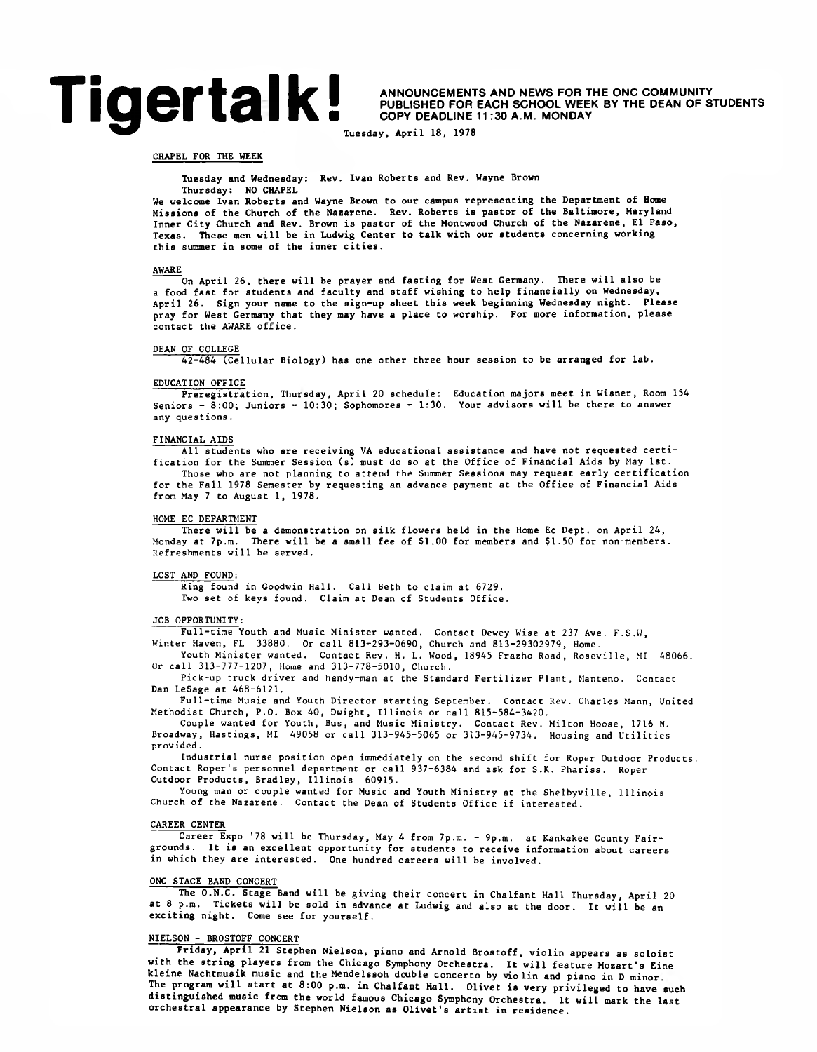# Tigertalk!

**ANNOUNCEMENTS AND NEWS FOR THE ONC COMMUNITY**
**PUBLISHED FOR EACH SCHOOL WEEK BY THE DEAN OF STUDENTS**
**COPY DEADLINE 11:30 A.M. MONDAY**

Tuesday, April 18, 1978

## CHAPEL FOR THE WEEK

Tuesday and Wednesday: Rev. Ivan Roberts and Rev. Wayne Brown
Thursday: NO CHAPEL

We welcome Ivan Roberts and Wayne Brown to our campus representing the Department of Home Missions of the Church of the Nazarene. Rev. Roberts is pastor of the Baltimore, Maryland Inner City Church and Rev. Brown is pastor of the Montwood Church of the Nazarene, El Paso, Texas. These men will be in Ludwig Center to talk with our students concerning working this summer in some of the inner cities.

## AWARE

On April 26, there will be prayer and fasting for West Germany. There will also be a food fast for students and faculty and staff wishing to help financially on Wednesday, April 26. Sign your name to the sign-up sheet this week beginning Wednesday night. Please pray for West Germany that they may have a place to worship. For more information, please contact the AWARE office.

## DEAN OF COLLEGE

42-484 (Cellular Biology) has one other three hour session to be arranged for lab.

## EDUCATION OFFICE

Preregistration, Thursday, April 20 schedule: Education majors meet in Wisner, Room 154 Seniors - 8:00; Juniors - 10:30; Sophomores - 1:30. Your advisors will be there to answer any questions.

## FINANCIAL AIDS

All students who are receiving VA educational assistance and have not requested certification for the Summer Session (s) must do so at the Office of Financial Aids by May 1st.

Those who are not planning to attend the Summer Sessions may request early certification for the Fall 1978 Semester by requesting an advance payment at the Office of Financial Aids from May 7 to August 1, 1978.

## HOME EC DEPARTMENT

There will be a demonstration on silk flowers held in the Home Ec Dept. on April 24, Monday at 7p.m. There will be a small fee of $1.00 for members and $1.50 for non-members. Refreshments will be served.

## LOST AND FOUND:

Ring found in Goodwin Hall. Call Beth to claim at 6729.
Two set of keys found. Claim at Dean of Students Office.

## JOB OPPORTUNITY:

Full-time Youth and Music Minister wanted. Contact Dewey Wise at 237 Ave. F.S.W, Winter Haven, FL 33880. Or call 813-293-0690, Church and 813-29302979, Home.

Youth Minister wanted. Contact Rev. H. L. Wood, 18945 Frazho Road, Roseville, MI 48066. Or call 313-777-1207, Home and 313-778-5010, Church.

Pick-up truck driver and handy-man at the Standard Fertilizer Plant, Manteno. Contact Dan LeSage at 468-6121.

Full-time Music and Youth Director starting September. Contact Rev. Charles Mann, United Methodist Church, P.O. Box 40, Dwight, Illinois or call 815-584-3420.

Couple wanted for Youth, Bus, and Music Ministry. Contact Rev. Milton Hoose, 1716 N. Broadway, Hastings, MI 49058 or call 313-945-5065 or 313-945-9734. Housing and Utilities provided.

Industrial nurse position open immediately on the second shift for Roper Outdoor Products. Contact Roper's personnel department or call 937-6384 and ask for S.K. Phariss. Roper Outdoor Products, Bradley, Illinois 60915.

Young man or couple wanted for Music and Youth Ministry at the Shelbyville, Illinois Church of the Nazarene. Contact the Dean of Students Office if interested.

## CAREER CENTER

Career Expo '78 will be Thursday, May 4 from 7p.m. - 9p.m. at Kankakee County Fairgrounds. It is an excellent opportunity for students to receive information about careers in which they are interested. One hundred careers will be involved.

## ONC STAGE BAND CONCERT

The O.N.C. Stage Band will be giving their concert in Chalfant Hall Thursday, April 20 at 8 p.m. Tickets will be sold in advance at Ludwig and also at the door. It will be an exciting night. Come see for yourself.

## NIELSON - BROSTOFF CONCERT

Friday, April 21 Stephen Nielson, piano and Arnold Brostoff, violin appears as soloist with the string players from the Chicago Symphony Orchestra. It will feature Mozart's Eine kleine Nachtmusik music and the Mendelssoh double concerto by violin and piano in D minor. The program will start at 8:00 p.m. in Chalfant Hall. Olivet is very privileged to have such distinguished music from the world famous Chicago Symphony Orchestra. It will mark the last orchestral appearance by Stephen Nielson as Olivet's artist in residence.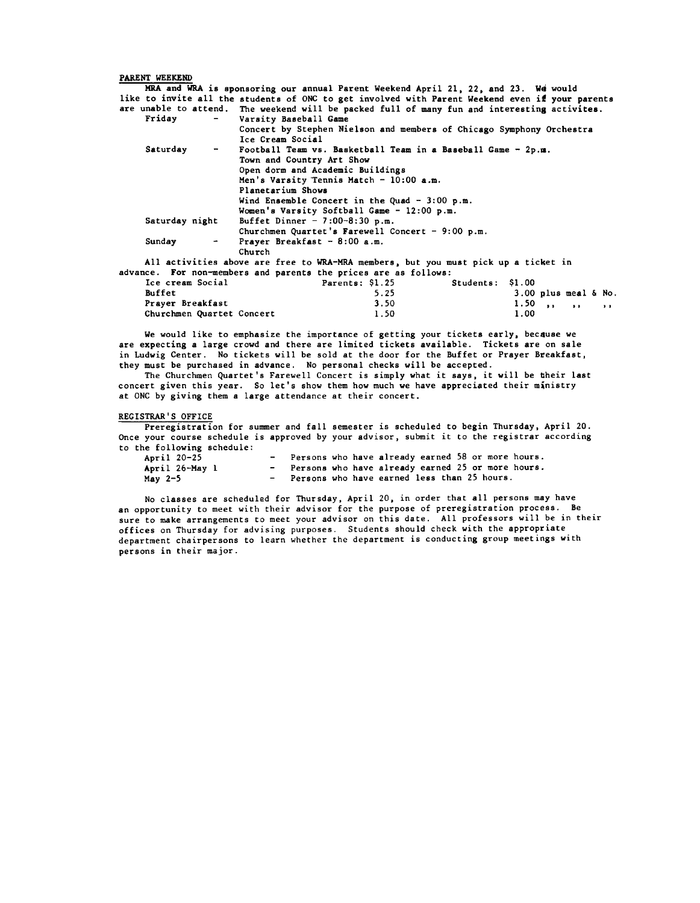## PARENT WEEKEND

MRA and WRA is sponsoring our annual Parent Weekend April 21, 22, and 23. We would like to invite all the students of ONC to get involved with Parent Weekend even if your parents are unable to attend. The weekend will be packed full of many fun and interesting activites.

| | |
|---|---|
| Friday - | Varsity Baseball Game |
| | Concert by Stephen Nielson and members of Chicago Symphony Orchestra |
| | Ice Cream Social |
| Saturday - | Football Team vs. Basketball Team in a Baseball Game - 2p.m. |
| | Town and Country Art Show |
| | Open dorm and Academic Buildings |
| | Men's Varsity Tennis Match - 10:00 a.m. |
| | Planetarium Shows |
| | Wind Ensemble Concert in the Quad - 3:00 p.m. |
| | Women's Varsity Softball Game - 12:00 p.m. |
| Saturday night | Buffet Dinner - 7:00-8:30 p.m. |
| | Churchmen Quartet's Farewell Concert - 9:00 p.m. |
| Sunday - | Prayer Breakfast - 8:00 a.m. |
| | Church |

All activities above are free to WRA-MRA members, but you must pick up a ticket in advance. For non-members and parents the prices are as follows:

| | Parents | Students |
|---|---|---|
| Ice cream Social | $1.25 | $1.00 |
| Buffet | 5.25 | 3.00 plus meal & No. |
| Prayer Breakfast | 3.50 | 1.50 ,, ,, ,, |
| Churchmen Quartet Concert | 1.50 | 1.00 |

We would like to emphasize the importance of getting your tickets early, because we are expecting a large crowd and there are limited tickets available. Tickets are on sale in Ludwig Center. No tickets will be sold at the door for the Buffet or Prayer Breakfast, they must be purchased in advance. No personal checks will be accepted.

The Churchmen Quartet's Farewell Concert is simply what it says, it will be their last concert given this year. So let's show them how much we have appreciated their ministry at ONC by giving them a large attendance at their concert.

## REGISTRAR'S OFFICE

Preregistration for summer and fall semester is scheduled to begin Thursday, April 20. Once your course schedule is approved by your advisor, submit it to the registrar according to the following schedule:

| | |
|---|---|
| April 20-25 | - Persons who have already earned 58 or more hours. |
| April 26-May 1 | - Persons who have already earned 25 or more hours. |
| May 2-5 | - Persons who have earned less than 25 hours. |

No classes are scheduled for Thursday, April 20, in order that all persons may have an opportunity to meet with their advisor for the purpose of preregistration process. Be sure to make arrangements to meet your advisor on this date. All professors will be in their offices on Thursday for advising purposes. Students should check with the appropriate department chairpersons to learn whether the department is conducting group meetings with persons in their major.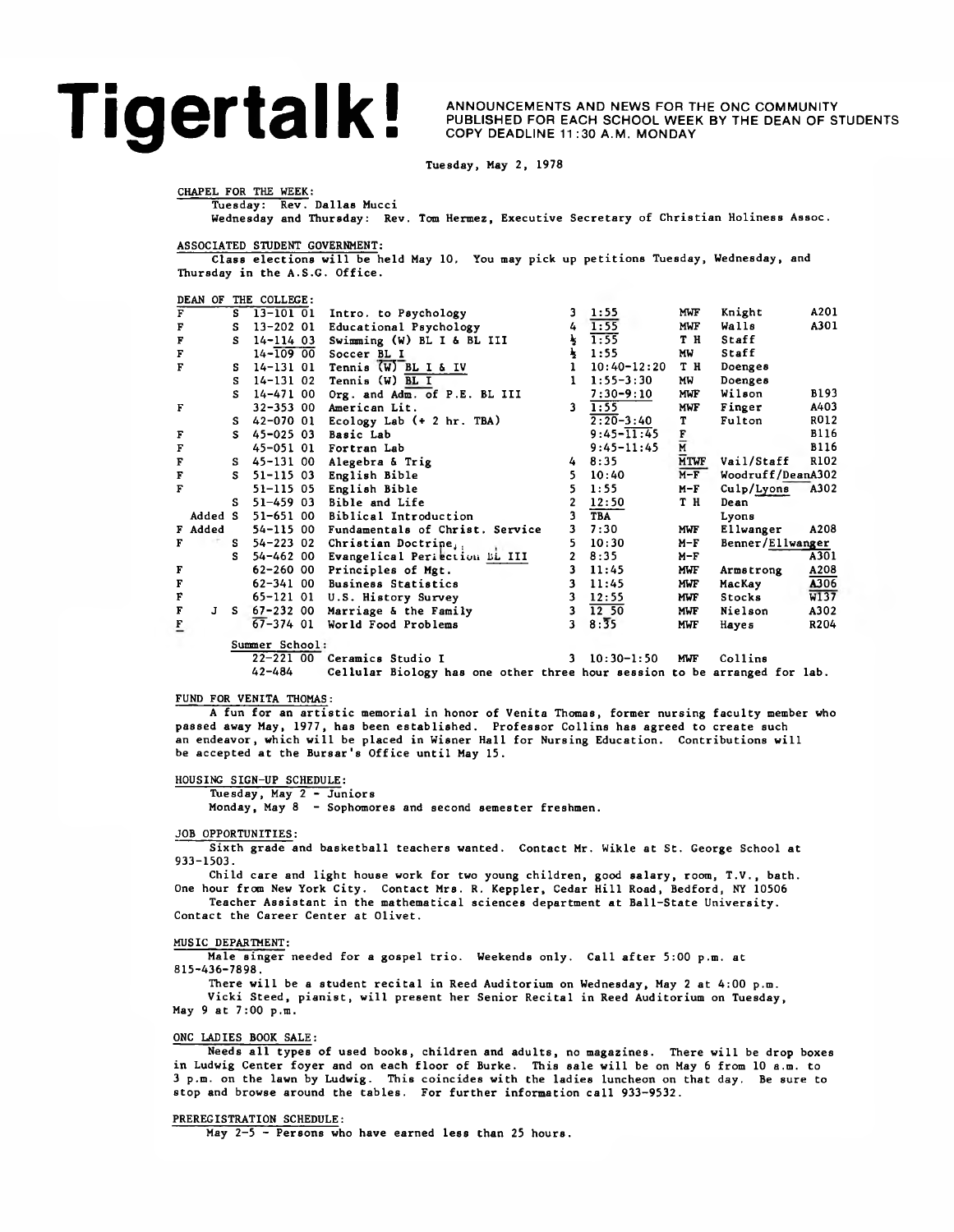# Tigertalk!

ANNOUNCEMENTS AND NEWS FOR THE ONC COMMUNITY
PUBLISHED FOR EACH SCHOOL WEEK BY THE DEAN OF STUDENTS
COPY DEADLINE 11:30 A.M. MONDAY

Tuesday, May 2, 1978

CHAPEL FOR THE WEEK:

Tuesday: Rev. Dallas Mucci
Wednesday and Thursday: Rev. Tom Hermez, Executive Secretary of Christian Holiness Assoc.

ASSOCIATED STUDENT GOVERNMENT:

Class elections will be held May 10. You may pick up petitions Tuesday, Wednesday, and Thursday in the A.S.G. Office.

DEAN OF THE COLLEGE:

| | | | | | | | | |
|---|---|---|---|---|---|---|---|---|
| F | S | 13-101 01 | Intro. to Psychology | 3 | 1:55 | MWF | Knight | A201 |
| F | S | 13-202 01 | Educational Psychology | 4 | 1:55 | MWF | Walls | A301 |
| F | S | 14-114 03 | Swimming (W) BL I & BL III | ½ | 1:55 | T H | Staff | |
| F | | 14-109 00 | Soccer BL I | ½ | 1:55 | MW | Staff | |
| F | S | 14-131 01 | Tennis (W) BL I & IV | 1 | 10:40-12:20 | T H | Doenges | |
| | S | 14-131 02 | Tennis (W) BL I | 1 | 1:55-3:30 | MW | Doenges | |
| | S | 14-471 00 | Org. and Adm. of P.E. BL III | | 7:30-9:10 | MWF | Wilson | B193 |
| F | | 32-353 00 | American Lit. | 3 | 1:55 | MWF | Finger | A403 |
| | S | 42-070 01 | Ecology Lab (+ 2 hr. TBA) | | 2:20-3:40 | T | Fulton | R012 |
| F | S | 45-025 03 | Basic Lab | | 9:45-11:45 | F | | B116 |
| F | | 45-051 01 | Fortran Lab | | 9:45-11:45 | M | | B116 |
| F | S | 45-131 00 | Alegebra & Trig | 4 | 8:35 | MTWF | Vail/Staff | R102 |
| F | S | 51-115 03 | English Bible | 5 | 10:40 | M-F | Woodruff/Dean | A302 |
| F | | 51-115 05 | English Bible | 5 | 1:55 | M-F | Culp/Lyons | A302 |
| | S | 51-459 03 | Bible and Life | 2 | 12:50 | T H | Dean | |
| Added | S | 51-651 00 | Biblical Introduction | 3 | TBA | | Lyons | |
| F Added | | 54-115 00 | Fundamentals of Christ. Service | 3 | 7:30 | MWF | Ellwanger | A208 |
| F | S | 54-223 02 | Christian Doctrine | 5 | 10:30 | M-F | Benner/Ellwanger | |
| | S | 54-462 00 | Evangelical Perfection BL III | 2 | 8:35 | M-F | | A301 |
| F | | 62-260 00 | Principles of Mgt. | 3 | 11:45 | MWF | Armstrong | A208 |
| F | | 62-341 00 | Business Statistics | 3 | 11:45 | MWF | MacKay | A306 |
| F | | 65-121 01 | U.S. History Survey | 3 | 12:55 | MWF | Stocks | W137 |
| F | J S | 67-232 00 | Marriage & the Family | 3 | 12 50 | MWF | Nielson | A302 |
| F | | 67-374 01 | World Food Problems | 3 | 8:35 | MWF | Hayes | R204 |

Summer School:

| | | | | | |
|---|---|---|---|---|---|
| 22-221 00 | Ceramics Studio I | 3 | 10:30-1:50 | MWF | Collins |
| 42-484 | Cellular Biology has one other three hour session to be arranged for lab. | | | | |

FUND FOR VENITA THOMAS:

A fun for an artistic memorial in honor of Venita Thomas, former nursing faculty member who passed away May, 1977, has been established. Professor Collins has agreed to create such an endeavor, which will be placed in Wisner Hall for Nursing Education. Contributions will be accepted at the Bursar's Office until May 15.

HOUSING SIGN-UP SCHEDULE:

Tuesday, May 2 - Juniors
Monday, May 8 - Sophomores and second semester freshmen.

JOB OPPORTUNITIES:

Sixth grade and basketball teachers wanted. Contact Mr. Wikle at St. George School at 933-1503.

Child care and light house work for two young children, good salary, room, T.V., bath. One hour from New York City. Contact Mrs. R. Keppler, Cedar Hill Road, Bedford, NY 10506

Teacher Assistant in the mathematical sciences department at Ball-State University. Contact the Career Center at Olivet.

MUSIC DEPARTMENT:

Male singer needed for a gospel trio. Weekends only. Call after 5:00 p.m. at 815-436-7898.

There will be a student recital in Reed Auditorium on Wednesday, May 2 at 4:00 p.m.

Vicki Steed, pianist, will present her Senior Recital in Reed Auditorium on Tuesday, May 9 at 7:00 p.m.

ONC LADIES BOOK SALE:

Needs all types of used books, children and adults, no magazines. There will be drop boxes in Ludwig Center foyer and on each floor of Burke. This sale will be on May 6 from 10 a.m. to 3 p.m. on the lawn by Ludwig. This coincides with the ladies luncheon on that day. Be sure to stop and browse around the tables. For further information call 933-9532.

PREREGISTRATION SCHEDULE:

May 2-5 - Persons who have earned less than 25 hours.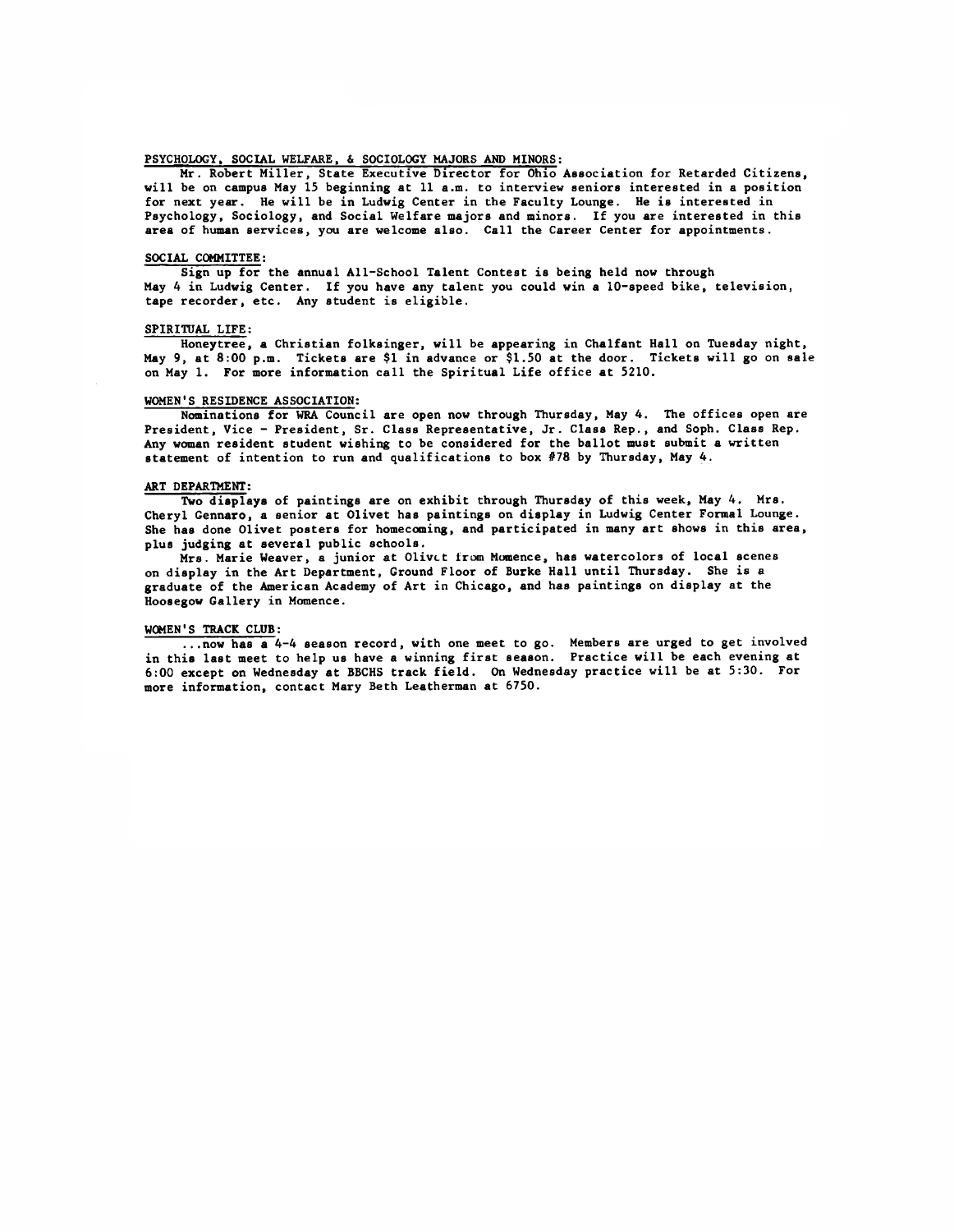PSYCHOLOGY, SOCIAL WELFARE, & SOCIOLOGY MAJORS AND MINORS:

Mr. Robert Miller, State Executive Director for Ohio Association for Retarded Citizens, will be on campus May 15 beginning at 11 a.m. to interview seniors interested in a position for next year. He will be in Ludwig Center in the Faculty Lounge. He is interested in Psychology, Sociology, and Social Welfare majors and minors. If you are interested in this area of human services, you are welcome also. Call the Career Center for appointments.

SOCIAL COMMITTEE:

Sign up for the annual All-School Talent Contest is being held now through May 4 in Ludwig Center. If you have any talent you could win a 10-speed bike, television, tape recorder, etc. Any student is eligible.

SPIRITUAL LIFE:

Honeytree, a Christian folksinger, will be appearing in Chalfant Hall on Tuesday night, May 9, at 8:00 p.m. Tickets are $1 in advance or $1.50 at the door. Tickets will go on sale on May 1. For more information call the Spiritual Life office at 5210.

WOMEN'S RESIDENCE ASSOCIATION:

Nominations for WRA Council are open now through Thursday, May 4. The offices open are President, Vice - President, Sr. Class Representative, Jr. Class Rep., and Soph. Class Rep. Any woman resident student wishing to be considered for the ballot must submit a written statement of intention to run and qualifications to box #78 by Thursday, May 4.

ART DEPARTMENT:

Two displays of paintings are on exhibit through Thursday of this week, May 4. Mrs. Cheryl Gennaro, a senior at Olivet has paintings on display in Ludwig Center Formal Lounge. She has done Olivet posters for homecoming, and participated in many art shows in this area, plus judging at several public schools.

Mrs. Marie Weaver, a junior at Olivet from Momence, has watercolors of local scenes on display in the Art Department, Ground Floor of Burke Hall until Thursday. She is a graduate of the American Academy of Art in Chicago, and has paintings on display at the Hoosegow Gallery in Momence.

WOMEN'S TRACK CLUB:

...now has a 4-4 season record, with one meet to go. Members are urged to get involved in this last meet to help us have a winning first season. Practice will be each evening at 6:00 except on Wednesday at BBCHS track field. On Wednesday practice will be at 5:30. For more information, contact Mary Beth Leatherman at 6750.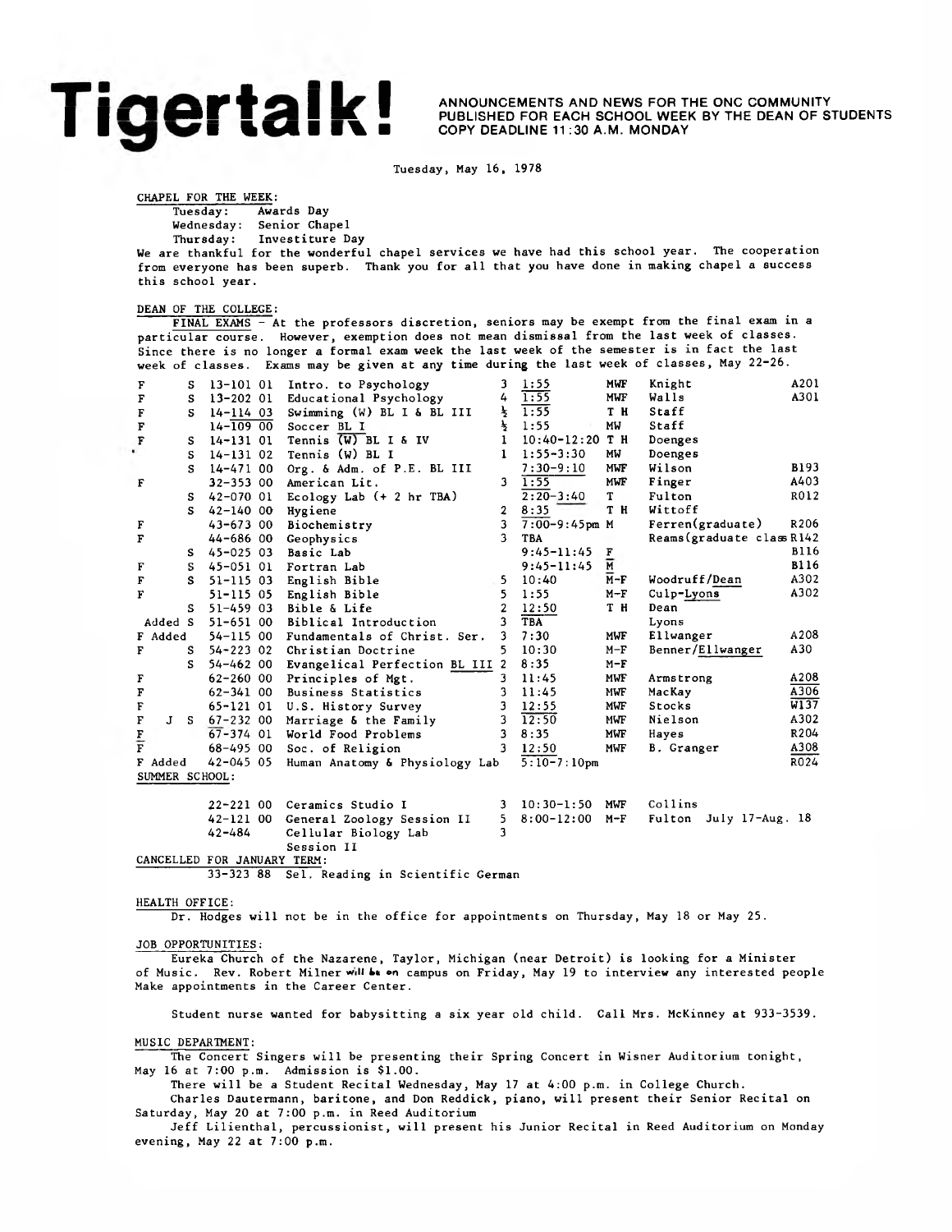# Tigertalk!

ANNOUNCEMENTS AND NEWS FOR THE ONC COMMUNITY
PUBLISHED FOR EACH SCHOOL WEEK BY THE DEAN OF STUDENTS
COPY DEADLINE 11:30 A.M. MONDAY

Tuesday, May 16, 1978

CHAPEL FOR THE WEEK:

Tuesday: Awards Day
Wednesday: Senior Chapel
Thursday: Investiture Day

We are thankful for the wonderful chapel services we have had this school year. The cooperation from everyone has been superb. Thank you for all that you have done in making chapel a success this school year.

DEAN OF THE COLLEGE:

FINAL EXAMS - At the professors discretion, seniors may be exempt from the final exam in a particular course. However, exemption does not mean dismissal from the last week of classes. Since there is no longer a formal exam week the last week of the semester is in fact the last week of classes. Exams may be given at any time during the last week of classes, May 22-26.

| | | Course | Title | Cr | Time | Days | Instructor | Room |
|---|---|---|---|---|---|---|---|---|
| F | S | 13-101 01 | Intro. to Psychology | 3 | 1:55 | MWF | Knight | A201 |
| F | S | 13-202 01 | Educational Psychology | 4 | 1:55 | MWF | Walls | A301 |
| F | S | 14-114 03 | Swimming (W) BL I & BL III | ½ | 1:55 | T H | Staff | |
| F | | 14-109 00 | Soccer BL I | ½ | 1:55 | MW | Staff | |
| F | S | 14-131 01 | Tennis (W) BL I & IV | 1 | 10:40-12:20 | T H | Doenges | |
| | S | 14-131 02 | Tennis (W) BL I | 1 | 1:55-3:30 | MW | Doenges | |
| | S | 14-471 00 | Org. & Adm. of P.E. BL III | | 7:30-9:10 | MWF | Wilson | B193 |
| F | | 32-353 00 | American Lit. | 3 | 1:55 | MWF | Finger | A403 |
| | S | 42-070 01 | Ecology Lab (+ 2 hr TBA) | | 2:20-3:40 | T | Fulton | R012 |
| | S | 42-140 00 | Hygiene | 2 | 8:35 | T H | Wittoff | |
| F | | 43-673 00 | Biochemistry | 3 | 7:00-9:45pm | M | Ferren(graduate) | R206 |
| F | | 44-686 00 | Geophysics | 3 | TBA | | Reams(graduate class | R142 |
| | S | 45-025 03 | Basic Lab | | 9:45-11:45 | F | | B116 |
| F | S | 45-051 01 | Fortran Lab | | 9:45-11:45 | M | | B116 |
| F | S | 51-115 03 | English Bible | 5 | 10:40 | M-F | Woodruff/Dean | A302 |
| F | | 51-115 05 | English Bible | 5 | 1:55 | M-F | Culp-Lyons | A302 |
| | S | 51-459 03 | Bible & Life | 2 | 12:50 | T H | Dean | |
| Added | S | 51-651 00 | Biblical Introduction | 3 | TBA | | Lyons | |
| F Added | | 54-115 00 | Fundamentals of Christ. Ser. | 3 | 7:30 | MWF | Ellwanger | A208 |
| F | S | 54-223 02 | Christian Doctrine | 5 | 10:30 | M-F | Benner/Ellwanger | A30 |
| | S | 54-462 00 | Evangelical Perfection BL III | 2 | 8:35 | M-F | | |
| F | | 62-260 00 | Principles of Mgt. | 3 | 11:45 | MWF | Armstrong | A208 |
| F | | 62-341 00 | Business Statistics | 3 | 11:45 | MWF | MacKay | A306 |
| F | | 65-121 01 | U.S. History Survey | 3 | 12:55 | MWF | Stocks | W137 |
| F | J S | 67-232 00 | Marriage & the Family | 3 | 12:50 | MWF | Nielson | A302 |
| F | | 67-374 01 | World Food Problems | 3 | 8:35 | MWF | Hayes | R204 |
| F | | 68-495 00 | Soc. of Religion | 3 | 12:50 | MWF | B. Granger | A308 |
| F Added | | 42-045 05 | Human Anatomy & Physiology Lab | | 5:10-7:10pm | | | R024 |

SUMMER SCHOOL:

| Course | Title | Cr | Time | Days | Instructor |
|---|---|---|---|---|---|
| 22-221 00 | Ceramics Studio I | 3 | 10:30-1:50 | MWF | Collins |
| 42-121 00 | General Zoology Session II | 5 | 8:00-12:00 | M-F | Fulton July 17-Aug. 18 |
| 42-484 | Cellular Biology Lab Session II | 3 | | | |

CANCELLED FOR JANUARY TERM:

33-323 88 Sel. Reading in Scientific German

HEALTH OFFICE:

Dr. Hodges will not be in the office for appointments on Thursday, May 18 or May 25.

JOB OPPORTUNITIES:

Eureka Church of the Nazarene, Taylor, Michigan (near Detroit) is looking for a Minister of Music. Rev. Robert Milner will be on campus on Friday, May 19 to interview any interested people Make appointments in the Career Center.

Student nurse wanted for babysitting a six year old child. Call Mrs. McKinney at 933-3539.

MUSIC DEPARTMENT:

The Concert Singers will be presenting their Spring Concert in Wisner Auditorium tonight, May 16 at 7:00 p.m. Admission is $1.00.

There will be a Student Recital Wednesday, May 17 at 4:00 p.m. in College Church.

Charles Dautermann, baritone, and Don Reddick, piano, will present their Senior Recital on Saturday, May 20 at 7:00 p.m. in Reed Auditorium

Jeff Lilienthal, percussionist, will present his Junior Recital in Reed Auditorium on Monday evening, May 22 at 7:00 p.m.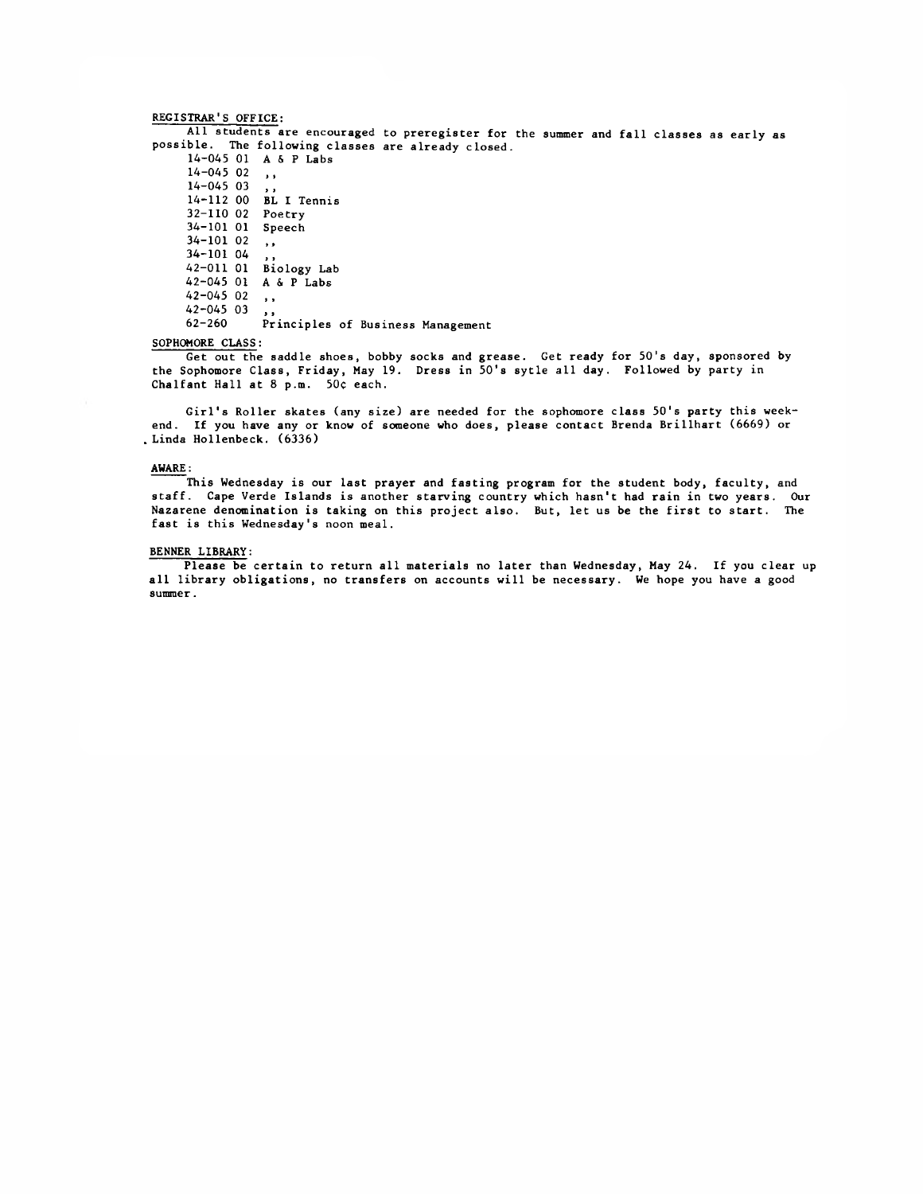REGISTRAR'S OFFICE:

All students are encouraged to preregister for the summer and fall classes as early as possible. The following classes are already closed.

| | |
|---|---|
| 14-045 01 | A & P Labs |
| 14-045 02 | ,, |
| 14-045 03 | ,, |
| 14-112 00 | BL I Tennis |
| 32-110 02 | Poetry |
| 34-101 01 | Speech |
| 34-101 02 | ,, |
| 34-101 04 | ,, |
| 42-011 01 | Biology Lab |
| 42-045 01 | A & P Labs |
| 42-045 02 | ,, |
| 42-045 03 | ,, |
| 62-260 | Principles of Business Management |

SOPHOMORE CLASS:

Get out the saddle shoes, bobby socks and grease. Get ready for 50's day, sponsored by the Sophomore Class, Friday, May 19. Dress in 50's sytle all day. Followed by party in Chalfant Hall at 8 p.m. 50¢ each.

Girl's Roller skates (any size) are needed for the sophomore class 50's party this weekend. If you have any or know of someone who does, please contact Brenda Brillhart (6669) or Linda Hollenbeck. (6336)

AWARE:

This Wednesday is our last prayer and fasting program for the student body, faculty, and staff. Cape Verde Islands is another starving country which hasn't had rain in two years. Our Nazarene denomination is taking on this project also. But, let us be the first to start. The fast is this Wednesday's noon meal.

BENNER LIBRARY:

Please be certain to return all materials no later than Wednesday, May 24. If you clear up all library obligations, no transfers on accounts will be necessary. We hope you have a good summer.